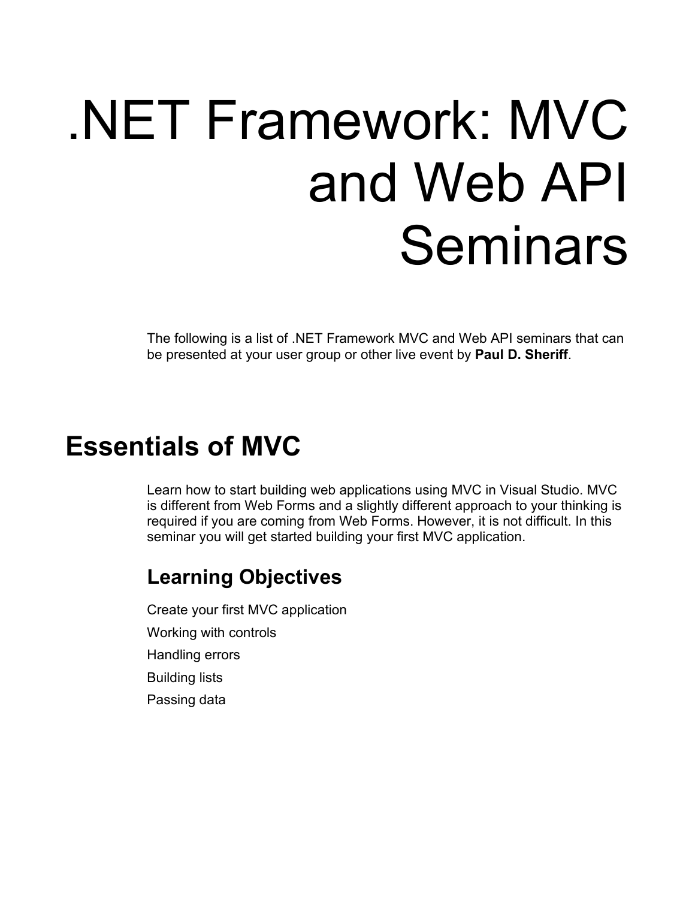# .NET Framework: MVC and Web API Seminars

The following is a list of .NET Framework MVC and Web API seminars that can be presented at your user group or other live event by **Paul D. Sheriff**.

## Essentials of MVC

Learn how to start building web applications using MVC in Visual Studio. MVC is different from Web Forms and a slightly different approach to your thinking is required if you are coming from Web Forms. However, it is not difficult. In this seminar you will get started building your first MVC application.

### Learning Objectives

Create your first MVC application

Working with controls

Handling errors

Building lists

Passing data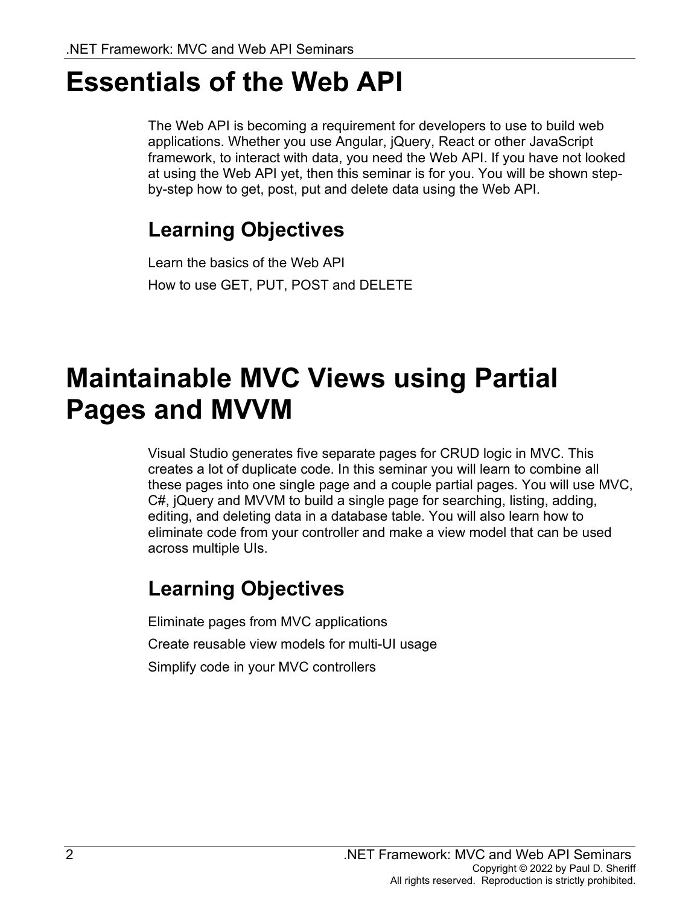# Essentials of the Web API

The Web API is becoming a requirement for developers to use to build web applications. Whether you use Angular, jQuery, React or other JavaScript framework, to interact with data, you need the Web API. If you have not looked at using the Web API yet, then this seminar is for you. You will be shown step-by-step how to get, post, put and delete data using the Web API.

## Learning Objectives

Learn the basics of the Web API

How to use GET, PUT, POST and DELETE

# Maintainable MVC Views using Partial Pages and MVVM

Visual Studio generates five separate pages for CRUD logic in MVC. This creates a lot of duplicate code. In this seminar you will learn to combine all these pages into one single page and a couple partial pages. You will use MVC, C#, jQuery and MVVM to build a single page for searching, listing, adding, editing, and deleting data in a database table. You will also learn how to eliminate code from your controller and make a view model that can be used across multiple UIs.

## Learning Objectives

Eliminate pages from MVC applications

Create reusable view models for multi-UI usage

Simplify code in your MVC controllers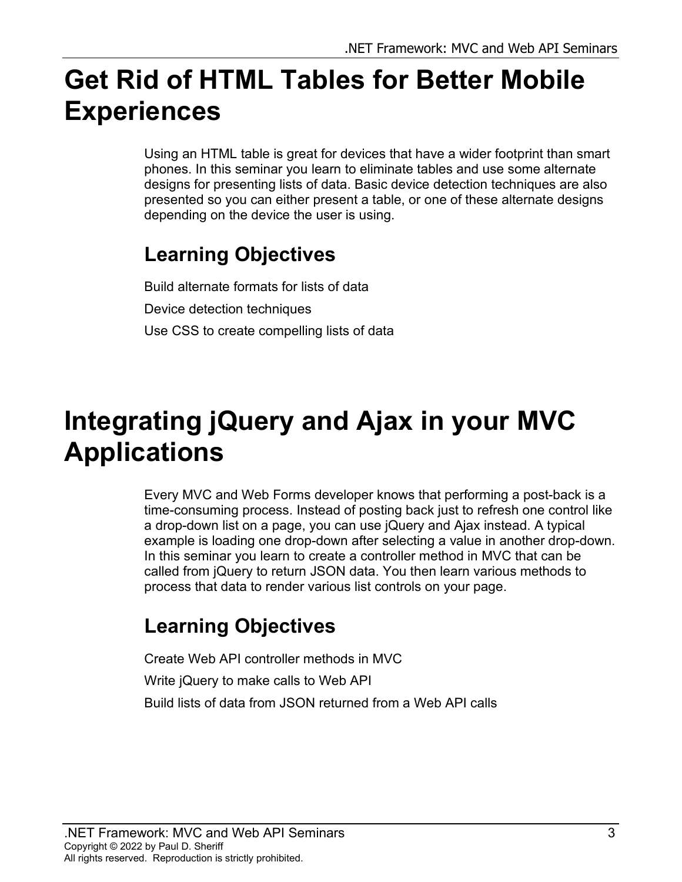# Get Rid of HTML Tables for Better Mobile Experiences

Using an HTML table is great for devices that have a wider footprint than smart phones. In this seminar you learn to eliminate tables and use some alternate designs for presenting lists of data. Basic device detection techniques are also presented so you can either present a table, or one of these alternate designs depending on the device the user is using.

## Learning Objectives

Build alternate formats for lists of data

Device detection techniques

Use CSS to create compelling lists of data

# Integrating jQuery and Ajax in your MVC Applications

Every MVC and Web Forms developer knows that performing a post-back is a time-consuming process. Instead of posting back just to refresh one control like a drop-down list on a page, you can use jQuery and Ajax instead. A typical example is loading one drop-down after selecting a value in another drop-down. In this seminar you learn to create a controller method in MVC that can be called from jQuery to return JSON data. You then learn various methods to process that data to render various list controls on your page.

## Learning Objectives

Create Web API controller methods in MVC

Write jQuery to make calls to Web API

Build lists of data from JSON returned from a Web API calls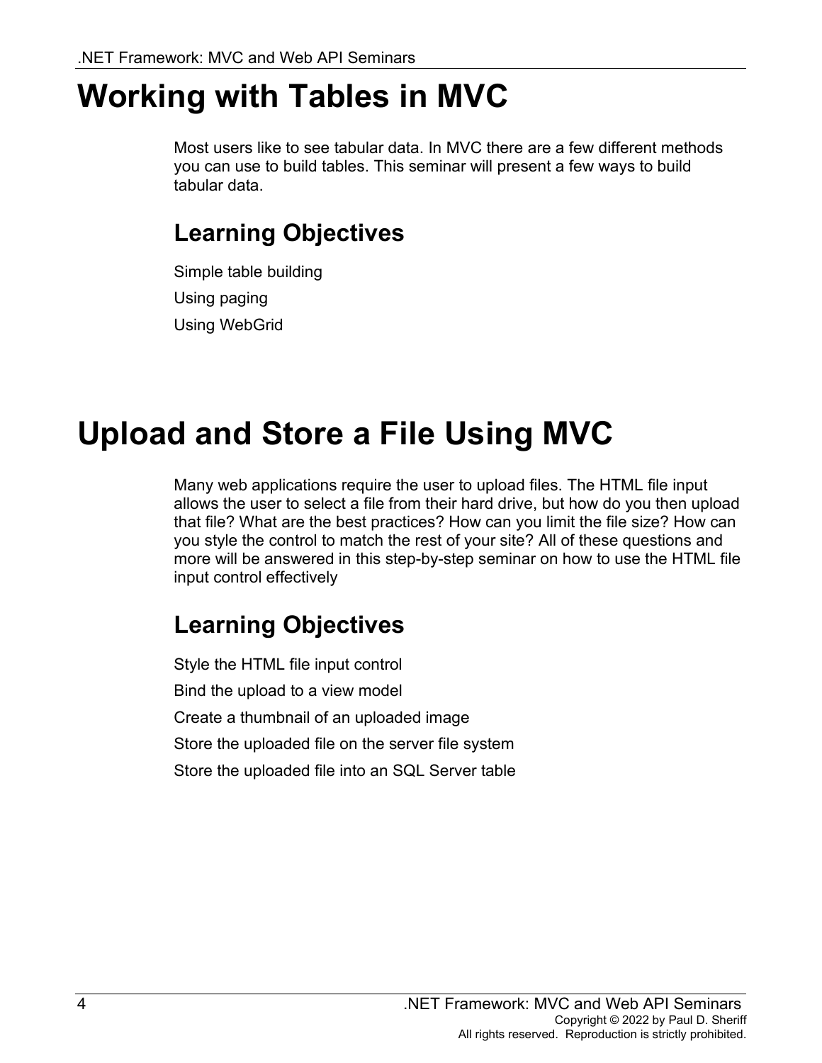# Working with Tables in MVC

Most users like to see tabular data. In MVC there are a few different methods you can use to build tables. This seminar will present a few ways to build tabular data.

## Learning Objectives

Simple table building

Using paging

Using WebGrid

# Upload and Store a File Using MVC

Many web applications require the user to upload files. The HTML file input allows the user to select a file from their hard drive, but how do you then upload that file? What are the best practices? How can you limit the file size? How can you style the control to match the rest of your site? All of these questions and more will be answered in this step-by-step seminar on how to use the HTML file input control effectively

## Learning Objectives

Style the HTML file input control

Bind the upload to a view model

Create a thumbnail of an uploaded image

Store the uploaded file on the server file system

Store the uploaded file into an SQL Server table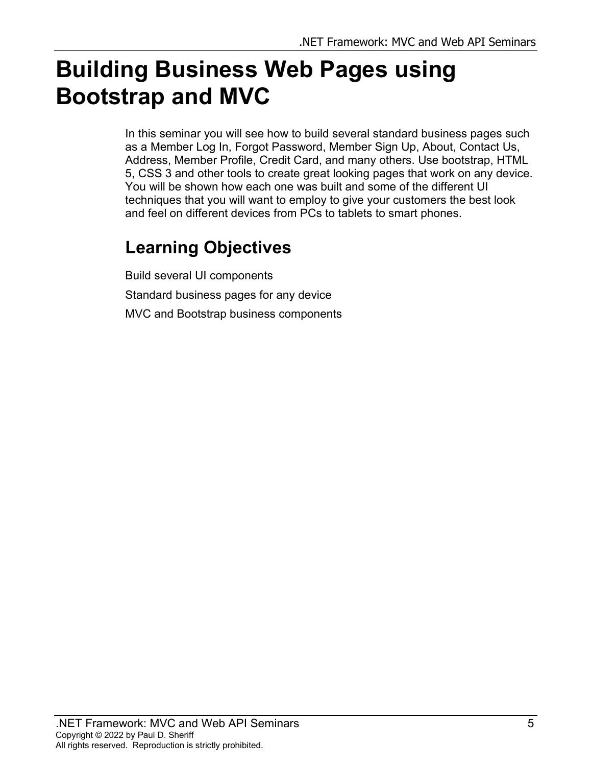# Building Business Web Pages using Bootstrap and MVC

In this seminar you will see how to build several standard business pages such as a Member Log In, Forgot Password, Member Sign Up, About, Contact Us, Address, Member Profile, Credit Card, and many others. Use bootstrap, HTML 5, CSS 3 and other tools to create great looking pages that work on any device. You will be shown how each one was built and some of the different UI techniques that you will want to employ to give your customers the best look and feel on different devices from PCs to tablets to smart phones.

## Learning Objectives

Build several UI components

Standard business pages for any device

MVC and Bootstrap business components